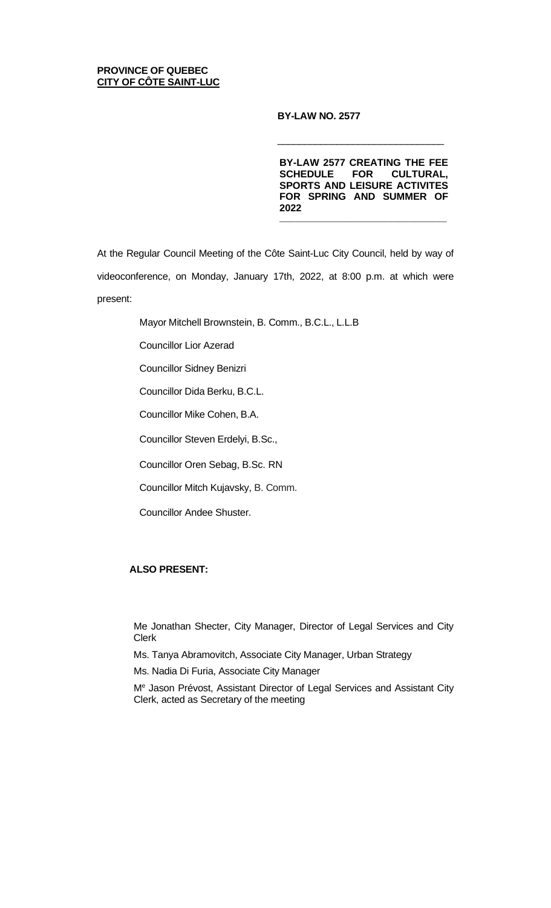**PROVINCE OF QUEBEC**
**CITY OF CÔTE SAINT-LUC**

**BY-LAW NO. 2577**

---

**BY-LAW 2577 CREATING THE FEE SCHEDULE FOR CULTURAL, SPORTS AND LEISURE ACTIVITES FOR SPRING AND SUMMER OF 2022**

---

At the Regular Council Meeting of the Côte Saint-Luc City Council, held by way of videoconference, on Monday, January 17th, 2022, at 8:00 p.m. at which were present:

Mayor Mitchell Brownstein, B. Comm., B.C.L., L.L.B

Councillor Lior Azerad

Councillor Sidney Benizri

Councillor Dida Berku, B.C.L.

Councillor Mike Cohen, B.A.

Councillor Steven Erdelyi, B.Sc.,

Councillor Oren Sebag, B.Sc. RN

Councillor Mitch Kujavsky, B. Comm.

Councillor Andee Shuster.

**ALSO PRESENT:**

Me Jonathan Shecter, City Manager, Director of Legal Services and City Clerk

Ms. Tanya Abramovitch, Associate City Manager, Urban Strategy

Ms. Nadia Di Furia, Associate City Manager

Me Jason Prévost, Assistant Director of Legal Services and Assistant City Clerk, acted as Secretary of the meeting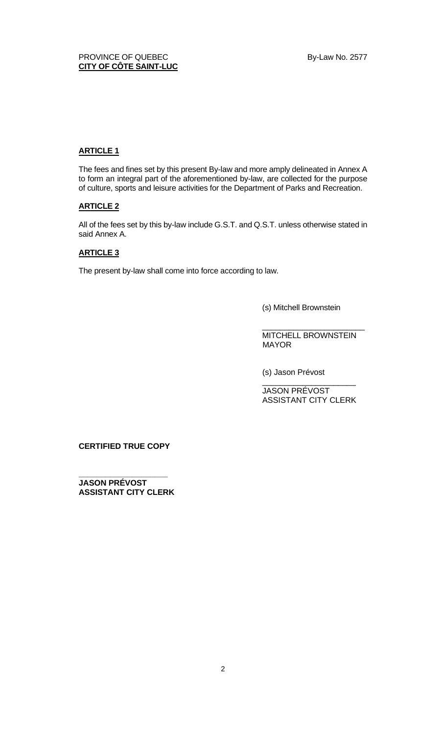PROVINCE OF QUEBEC
**CITY OF CÔTE SAINT-LUC**

By-Law No. 2577

**ARTICLE 1**

The fees and fines set by this present By-law and more amply delineated in Annex A to form an integral part of the aforementioned by-law, are collected for the purpose of culture, sports and leisure activities for the Department of Parks and Recreation.

**ARTICLE 2**

All of the fees set by this by-law include G.S.T. and Q.S.T. unless otherwise stated in said Annex A.

**ARTICLE 3**

The present by-law shall come into force according to law.

(s) Mitchell Brownstein

\_\_\_\_\_\_\_\_\_\_\_\_\_\_\_\_\_\_\_\_\_\_\_
MITCHELL BROWNSTEIN
MAYOR

(s) Jason Prévost
\_\_\_\_\_\_\_\_\_\_\_\_\_\_\_\_\_\_\_\_\_
JASON PRÉVOST
ASSISTANT CITY CLERK

**CERTIFIED TRUE COPY**

\_\_\_\_\_\_\_\_\_\_\_\_\_\_\_\_\_\_\_\_
**JASON PRÉVOST**
**ASSISTANT CITY CLERK**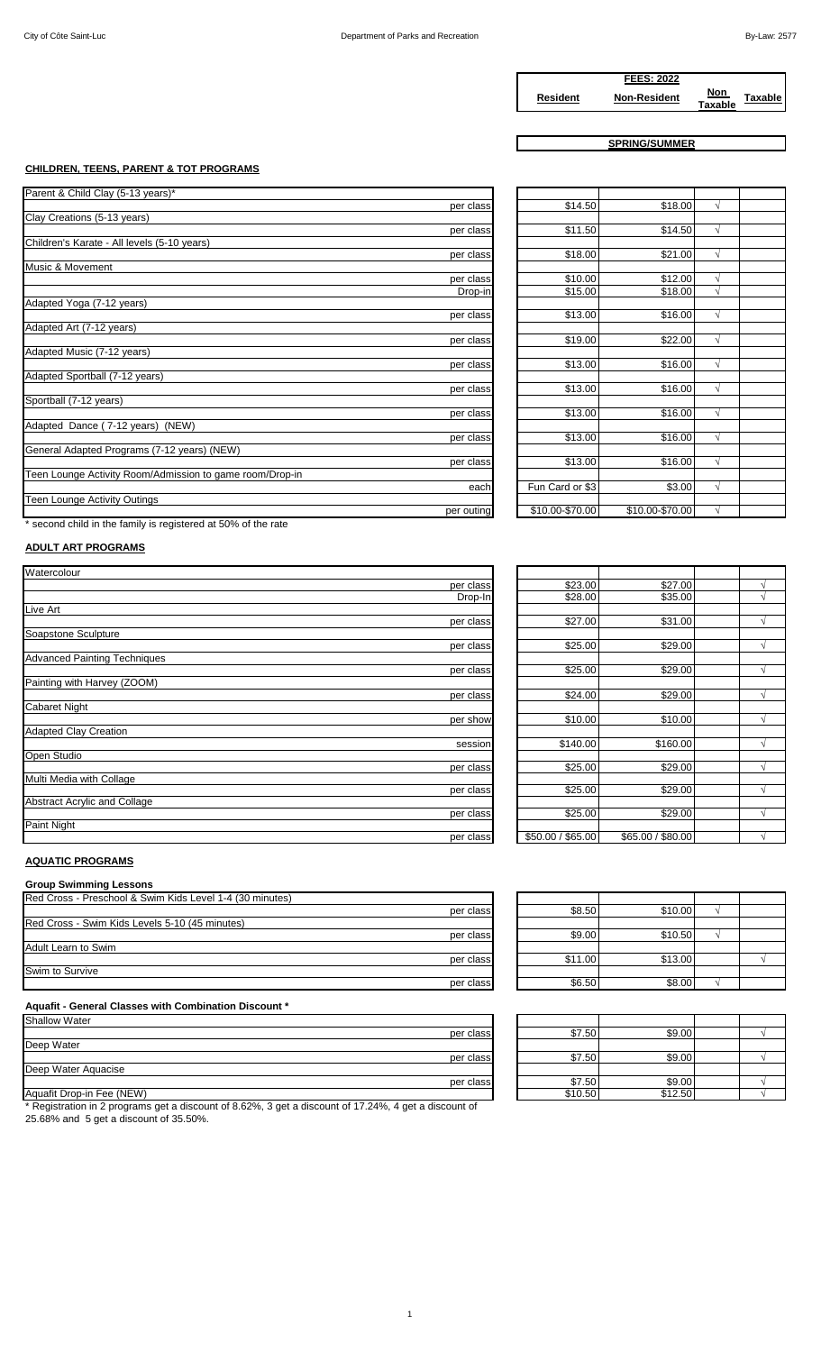| | | FEES: 2022 | | | |
|---|---|---|---|---|---|
| | | Resident | Non-Resident | Non Taxable | Taxable |
| | | SPRING/SUMMER | | | |

**CHILDREN, TEENS, PARENT & TOT PROGRAMS**

| Program | | Resident | Non-Resident | Non Taxable | Taxable |
|---|---|---|---|---|---|
| Parent & Child Clay (5-13 years)* | | | | | |
| | per class | $14.50 | $18.00 | √ | |
| Clay Creations (5-13 years) | | | | | |
| | per class | $11.50 | $14.50 | √ | |
| Children's Karate - All levels (5-10 years) | | | | | |
| | per class | $18.00 | $21.00 | √ | |
| Music & Movement | | | | | |
| | per class | $10.00 | $12.00 | √ | |
| | Drop-in | $15.00 | $18.00 | √ | |
| Adapted Yoga (7-12 years) | | | | | |
| | per class | $13.00 | $16.00 | √ | |
| Adapted Art (7-12 years) | | | | | |
| | per class | $19.00 | $22.00 | √ | |
| Adapted Music (7-12 years) | | | | | |
| | per class | $13.00 | $16.00 | √ | |
| Adapted Sportball (7-12 years) | | | | | |
| | per class | $13.00 | $16.00 | √ | |
| Sportball (7-12 years) | | | | | |
| | per class | $13.00 | $16.00 | √ | |
| Adapted Dance ( 7-12 years) (NEW) | | | | | |
| | per class | $13.00 | $16.00 | √ | |
| General Adapted Programs (7-12 years) (NEW) | | | | | |
| | per class | $13.00 | $16.00 | √ | |
| Teen Lounge Activity Room/Admission to game room/Drop-in | | | | | |
| | each | Fun Card or $3 | $3.00 | √ | |
| Teen Lounge Activity Outings | | | | | |
| | per outing | $10.00-$70.00 | $10.00-$70.00 | √ | |

\* second child in the family is registered at 50% of the rate

**ADULT ART PROGRAMS**

| Program | | Resident | Non-Resident | Non Taxable | Taxable |
|---|---|---|---|---|---|
| Watercolour | | | | | |
| | per class | $23.00 | $27.00 | | √ |
| | Drop-In | $28.00 | $35.00 | | √ |
| Live Art | | | | | |
| | per class | $27.00 | $31.00 | | √ |
| Soapstone Sculpture | | | | | |
| | per class | $25.00 | $29.00 | | √ |
| Advanced Painting Techniques | | | | | |
| | per class | $25.00 | $29.00 | | √ |
| Painting with Harvey (ZOOM) | | | | | |
| | per class | $24.00 | $29.00 | | √ |
| Cabaret Night | | | | | |
| | per show | $10.00 | $10.00 | | √ |
| Adapted Clay Creation | | | | | |
| | session | $140.00 | $160.00 | | √ |
| Open Studio | | | | | |
| | per class | $25.00 | $29.00 | | √ |
| Multi Media with Collage | | | | | |
| | per class | $25.00 | $29.00 | | √ |
| Abstract Acrylic and Collage | | | | | |
| | per class | $25.00 | $29.00 | | √ |
| Paint Night | | | | | |
| | per class | $50.00 / $65.00 | $65.00 / $80.00 | | √ |

**AQUATIC PROGRAMS**

**Group Swimming Lessons**

| Program | | Resident | Non-Resident | Non Taxable | Taxable |
|---|---|---|---|---|---|
| Red Cross - Preschool & Swim Kids Level 1-4 (30 minutes) | | | | | |
| | per class | $8.50 | $10.00 | √ | |
| Red Cross - Swim Kids Levels 5-10 (45 minutes) | | | | | |
| | per class | $9.00 | $10.50 | √ | |
| Adult Learn to Swim | | | | | |
| | per class | $11.00 | $13.00 | | √ |
| Swim to Survive | | | | | |
| | per class | $6.50 | $8.00 | √ | |

**Aquafit - General Classes with Combination Discount \***

| Program | | Resident | Non-Resident | Non Taxable | Taxable |
|---|---|---|---|---|---|
| Shallow Water | | | | | |
| | per class | $7.50 | $9.00 | | √ |
| Deep Water | | | | | |
| | per class | $7.50 | $9.00 | | √ |
| Deep Water Aquacise | | | | | |
| | per class | $7.50 | $9.00 | | √ |
| Aquafit Drop-in Fee (NEW) | | $10.50 | $12.50 | | √ |

\* Registration in 2 programs get a discount of 8.62%, 3 get a discount of 17.24%, 4 get a discount of 25.68% and 5 get a discount of 35.50%.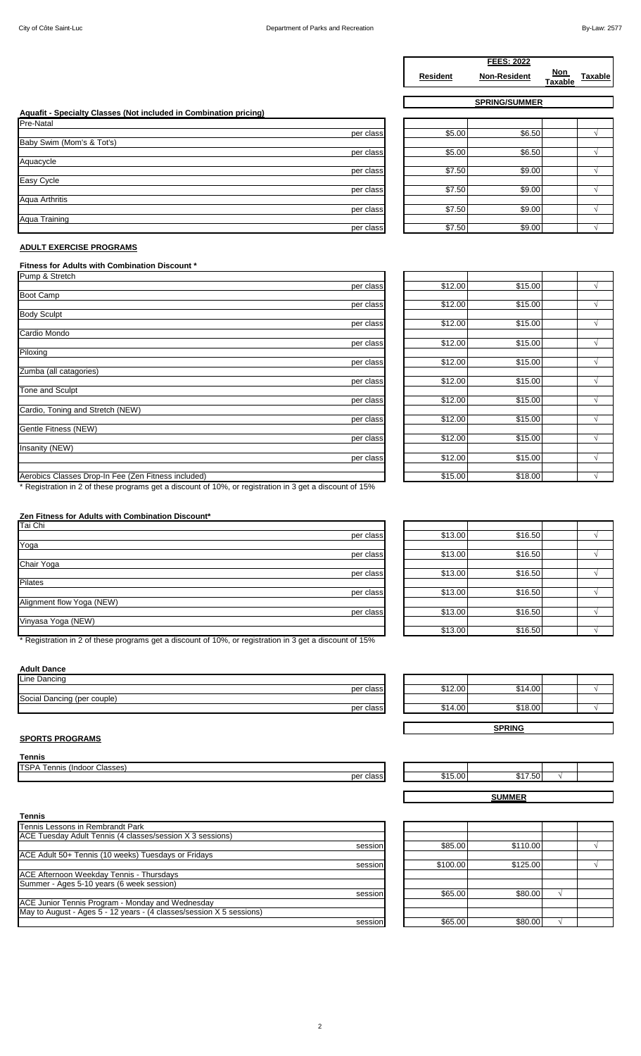| | FEES: 2022 | | | |
|---|---|---|---|---|
| | Resident | Non-Resident | Non Taxable | Taxable |
| | SPRING/SUMMER | | | |
| **Aquafit - Specialty Classes (Not included in Combination pricing)** | | | | |
| Pre-Natal | | | | |
| per class | $5.00 | $6.50 | | √ |
| Baby Swim (Mom's & Tot's) | | | | |
| per class | $5.00 | $6.50 | | √ |
| Aquacycle | | | | |
| per class | $7.50 | $9.00 | | √ |
| Easy Cycle | | | | |
| per class | $7.50 | $9.00 | | √ |
| Aqua Arthritis | | | | |
| per class | $7.50 | $9.00 | | √ |
| Aqua Training | | | | |
| per class | $7.50 | $9.00 | | √ |

## ADULT EXERCISE PROGRAMS

**Fitness for Adults with Combination Discount ***

| | Resident | Non-Resident | Non Taxable | Taxable |
|---|---|---|---|---|
| Pump & Stretch | | | | |
| per class | $12.00 | $15.00 | | √ |
| Boot Camp | | | | |
| per class | $12.00 | $15.00 | | √ |
| Body Sculpt | | | | |
| per class | $12.00 | $15.00 | | √ |
| Cardio Mondo | | | | |
| per class | $12.00 | $15.00 | | √ |
| Piloxing | | | | |
| per class | $12.00 | $15.00 | | √ |
| Zumba (all catagories) | | | | |
| per class | $12.00 | $15.00 | | √ |
| Tone and Sculpt | | | | |
| per class | $12.00 | $15.00 | | √ |
| Cardio, Toning and Stretch (NEW) | | | | |
| per class | $12.00 | $15.00 | | √ |
| Gentle Fitness (NEW) | | | | |
| per class | $12.00 | $15.00 | | √ |
| Insanity (NEW) | | | | |
| per class | $12.00 | $15.00 | | √ |
| Aerobics Classes Drop-In Fee (Zen Fitness included) | $15.00 | $18.00 | | √ |

* Registration in 2 of these programs get a discount of 10%, or registration in 3 get a discount of 15%

**Zen Fitness for Adults with Combination Discount***

| | Resident | Non-Resident | Non Taxable | Taxable |
|---|---|---|---|---|
| Tai Chi | | | | |
| per class | $13.00 | $16.50 | | √ |
| Yoga | | | | |
| per class | $13.00 | $16.50 | | √ |
| Chair Yoga | | | | |
| per class | $13.00 | $16.50 | | √ |
| Pilates | | | | |
| per class | $13.00 | $16.50 | | √ |
| Alignment flow Yoga (NEW) | | | | |
| per class | $13.00 | $16.50 | | √ |
| Vinyasa Yoga (NEW) | $13.00 | $16.50 | | √ |

* Registration in 2 of these programs get a discount of 10%, or registration in 3 get a discount of 15%

**Adult Dance**

| | Resident | Non-Resident | Non Taxable | Taxable |
|---|---|---|---|---|
| Line Dancing | | | | |
| per class | $12.00 | $14.00 | | √ |
| Social Dancing (per couple) | | | | |
| per class | $14.00 | $18.00 | | √ |

## SPORTS PROGRAMS

**Tennis**

| | SPRING | | | |
|---|---|---|---|---|
| TSPA Tennis (Indoor Classes) | | | | |
| per class | $15.00 | $17.50 | √ | |

**Tennis**

| | SUMMER | | | |
|---|---|---|---|---|
| Tennis Lessons in Rembrandt Park | | | | |
| ACE Tuesday Adult Tennis (4 classes/session X 3 sessions) | | | | |
| session | $85.00 | $110.00 | | √ |
| ACE Adult 50+ Tennis (10 weeks) Tuesdays or Fridays | | | | |
| session | $100.00 | $125.00 | | √ |
| ACE Afternoon Weekday Tennis - Thursdays | | | | |
| Summer - Ages 5-10 years (6 week session) | | | | |
| session | $65.00 | $80.00 | √ | |
| ACE Junior Tennis Program - Monday and Wednesday | | | | |
| May to August - Ages 5 - 12 years - (4 classes/session X 5 sessions) | | | | |
| session | $65.00 | $80.00 | √ | |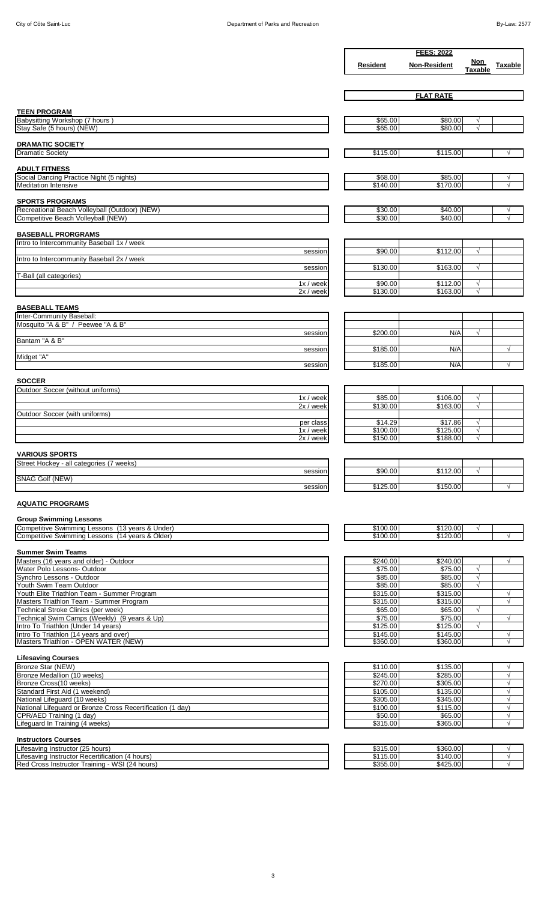| | Resident | Non-Resident | Non Taxable | Taxable |
|---|---|---|---|---|
| | **FEES: 2022** | | | |
| | **FLAT RATE** | | | |
| **TEEN PROGRAM** | | | | |
| Babysitting Workshop (7 hours ) | $65.00 | $80.00 | √ | |
| Stay Safe (5 hours) (NEW) | $65.00 | $80.00 | √ | |
| **DRAMATIC SOCIETY** | | | | |
| Dramatic Society | $115.00 | $115.00 | | √ |
| **ADULT FITNESS** | | | | |
| Social Dancing Practice Night (5 nights) | $68.00 | $85.00 | | √ |
| Meditation Intensive | $140.00 | $170.00 | | √ |
| **SPORTS PROGRAMS** | | | | |
| Recreational Beach Volleyball (Outdoor) (NEW) | $30.00 | $40.00 | | √ |
| Competitive Beach Volleyball (NEW) | $30.00 | $40.00 | | √ |
| **BASEBALL PRORGRAMS** | | | | |
| Intro to Intercommunity Baseball 1x / week | | | | |
| session | $90.00 | $112.00 | √ | |
| Intro to Intercommunity Baseball 2x / week | | | | |
| session | $130.00 | $163.00 | √ | |
| T-Ball (all categories) | | | | |
| 1x / week | $90.00 | $112.00 | √ | |
| 2x / week | $130.00 | $163.00 | √ | |
| **BASEBALL TEAMS** | | | | |
| Inter-Community Baseball: | | | | |
| Mosquito "A & B" / Peewee "A & B" | | | | |
| session | $200.00 | N/A | √ | |
| Bantam "A & B" | | | | |
| session | $185.00 | N/A | | √ |
| Midget "A" | | | | |
| session | $185.00 | N/A | | √ |
| **SOCCER** | | | | |
| Outdoor Soccer (without uniforms) | | | | |
| 1x / week | $85.00 | $106.00 | √ | |
| 2x / week | $130.00 | $163.00 | √ | |
| Outdoor Soccer (with uniforms) | | | | |
| per class | $14.29 | $17.86 | √ | |
| 1x / week | $100.00 | $125.00 | √ | |
| 2x / week | $150.00 | $188.00 | √ | |
| **VARIOUS SPORTS** | | | | |
| Street Hockey - all categories (7 weeks) | | | | |
| session | $90.00 | $112.00 | √ | |
| SNAG Golf (NEW) | | | | |
| session | $125.00 | $150.00 | | √ |
| **AQUATIC PROGRAMS** | | | | |
| **Group Swimming Lessons** | | | | |
| Competitive Swimming Lessons (13 years & Under) | $100.00 | $120.00 | √ | |
| Competitive Swimming Lessons (14 years & Older) | $100.00 | $120.00 | | √ |
| **Summer Swim Teams** | | | | |
| Masters (16 years and older) - Outdoor | $240.00 | $240.00 | | √ |
| Water Polo Lessons- Outdoor | $75.00 | $75.00 | √ | |
| Synchro Lessons - Outdoor | $85.00 | $85.00 | √ | |
| Youth Swim Team Outdoor | $85.00 | $85.00 | √ | |
| Youth Elite Triathlon Team - Summer Program | $315.00 | $315.00 | | √ |
| Masters Triathlon Team - Summer Program | $315.00 | $315.00 | | √ |
| Technical Stroke Clinics (per week) | $65.00 | $65.00 | √ | |
| Technical Swim Camps (Weekly) (9 years & Up) | $75.00 | $75.00 | | √ |
| Intro To Triathlon (Under 14 years) | $125.00 | $125.00 | √ | |
| Intro To Triathlon (14 years and over) | $145.00 | $145.00 | | √ |
| Masters Triathlon - OPEN WATER (NEW) | $360.00 | $360.00 | | √ |
| **Lifesaving Courses** | | | | |
| Bronze Star (NEW) | $110.00 | $135.00 | | √ |
| Bronze Medallion (10 weeks) | $245.00 | $285.00 | | √ |
| Bronze Cross(10 weeks) | $270.00 | $305.00 | | √ |
| Standard First Aid (1 weekend) | $105.00 | $135.00 | | √ |
| National Lifeguard (10 weeks) | $305.00 | $345.00 | | √ |
| National Lifeguard or Bronze Cross Recertification (1 day) | $100.00 | $115.00 | | √ |
| CPR/AED Training (1 day) | $50.00 | $65.00 | | √ |
| Lifeguard In Training (4 weeks) | $315.00 | $365.00 | | √ |
| **Instructors Courses** | | | | |
| Lifesaving Instructor (25 hours) | $315.00 | $360.00 | | √ |
| Lifesaving Instructor Recertification (4 hours) | $115.00 | $140.00 | | √ |
| Red Cross Instructor Training - WSI (24 hours) | $355.00 | $425.00 | | √ |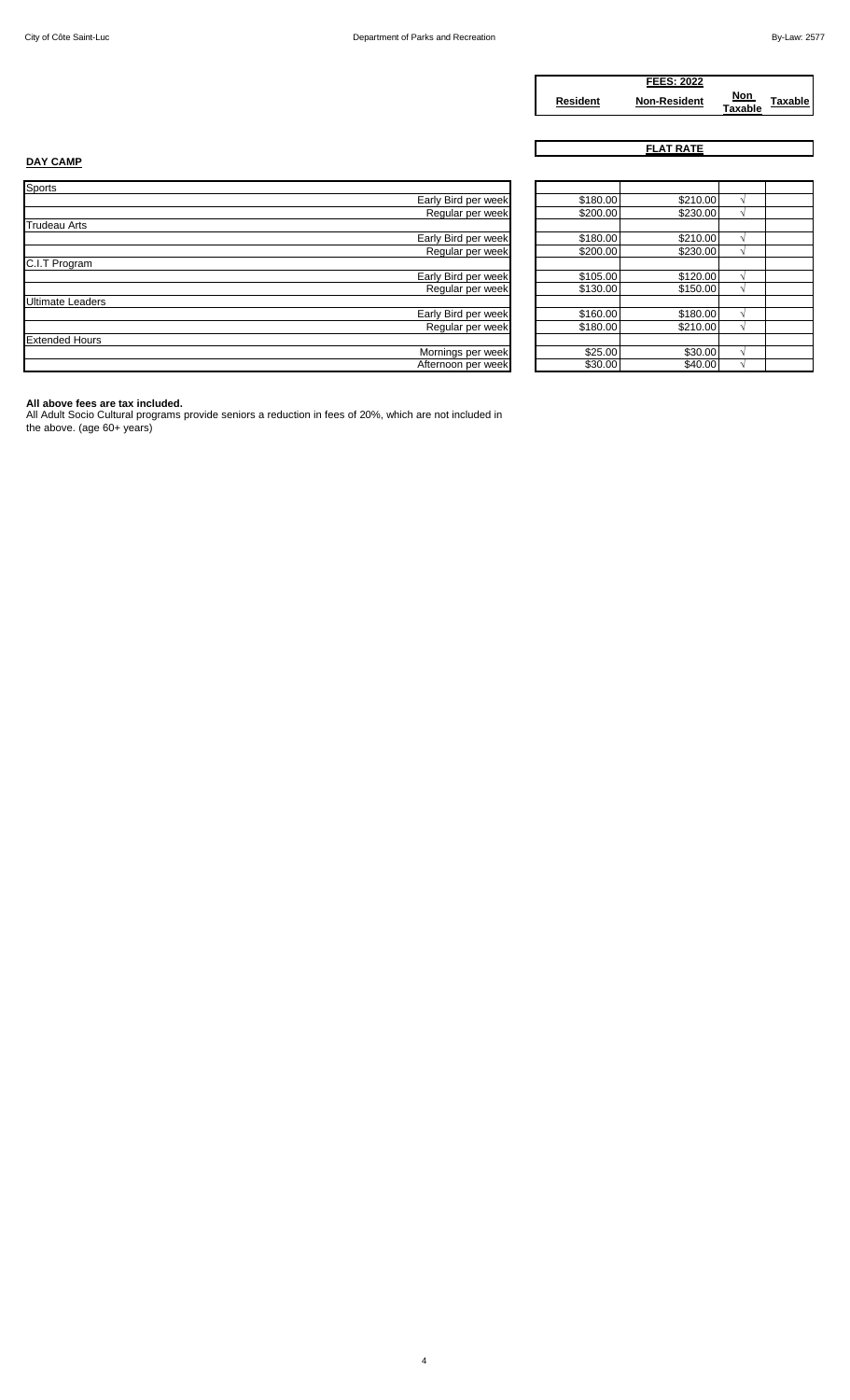## DAY CAMP

| | FEES: 2022 Resident | Non-Resident | Non Taxable | Taxable |
|---|---|---|---|---|
| | FLAT RATE | | | |
| **Sports** | | | | |
| Early Bird per week | $180.00 | $210.00 | √ | |
| Regular per week | $200.00 | $230.00 | √ | |
| **Trudeau Arts** | | | | |
| Early Bird per week | $180.00 | $210.00 | √ | |
| Regular per week | $200.00 | $230.00 | √ | |
| **C.I.T Program** | | | | |
| Early Bird per week | $105.00 | $120.00 | √ | |
| Regular per week | $130.00 | $150.00 | √ | |
| **Ultimate Leaders** | | | | |
| Early Bird per week | $160.00 | $180.00 | √ | |
| Regular per week | $180.00 | $210.00 | √ | |
| **Extended Hours** | | | | |
| Mornings per week | $25.00 | $30.00 | √ | |
| Afternoon per week | $30.00 | $40.00 | √ | |

**All above fees are tax included.**
All Adult Socio Cultural programs provide seniors a reduction in fees of 20%, which are not included in the above. (age 60+ years)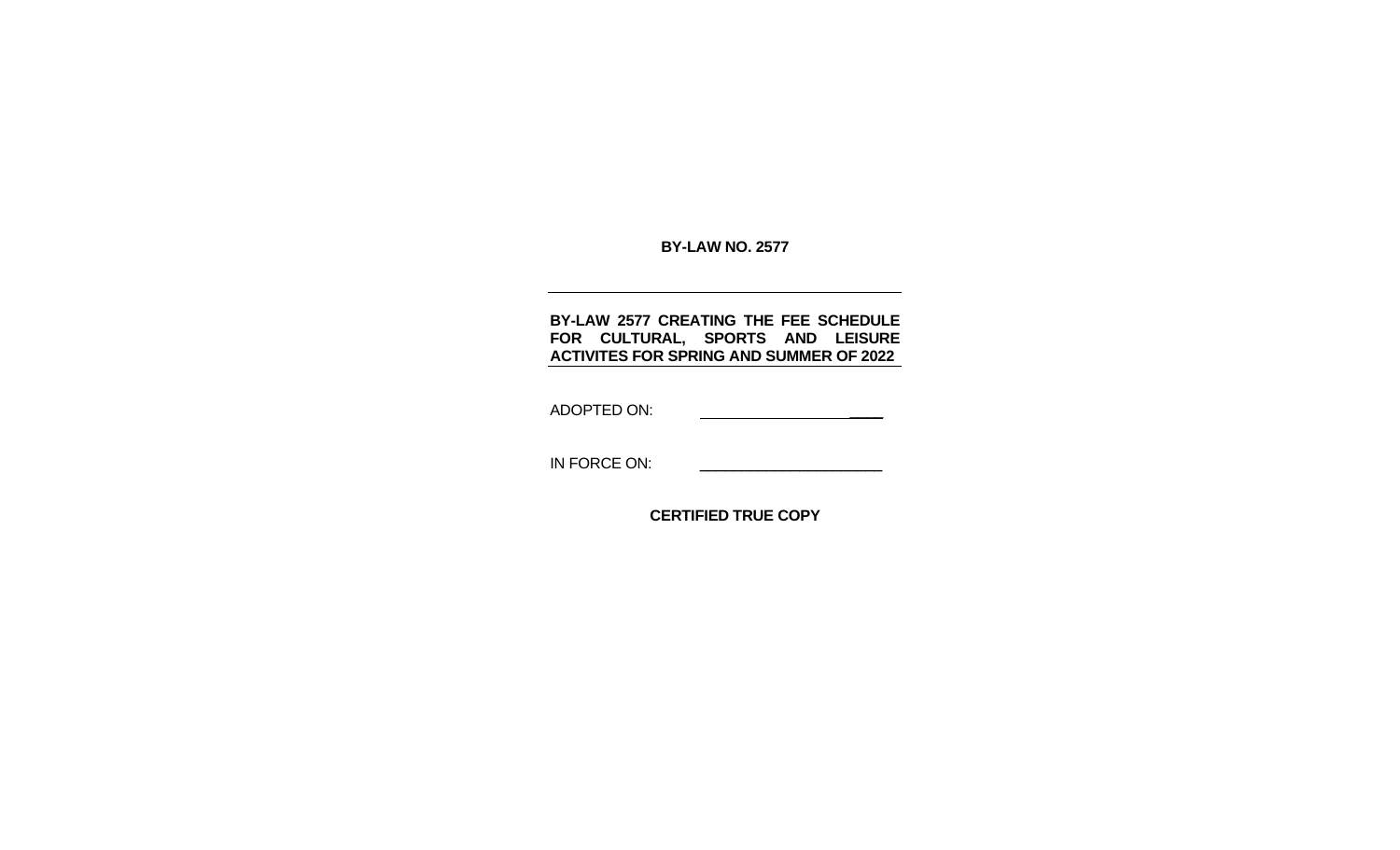**BY-LAW NO. 2577**

---

**BY-LAW 2577 CREATING THE FEE SCHEDULE FOR CULTURAL, SPORTS AND LEISURE ACTIVITES FOR SPRING AND SUMMER OF 2022**

---

ADOPTED ON: ______________________

IN FORCE ON: ______________________

**CERTIFIED TRUE COPY**